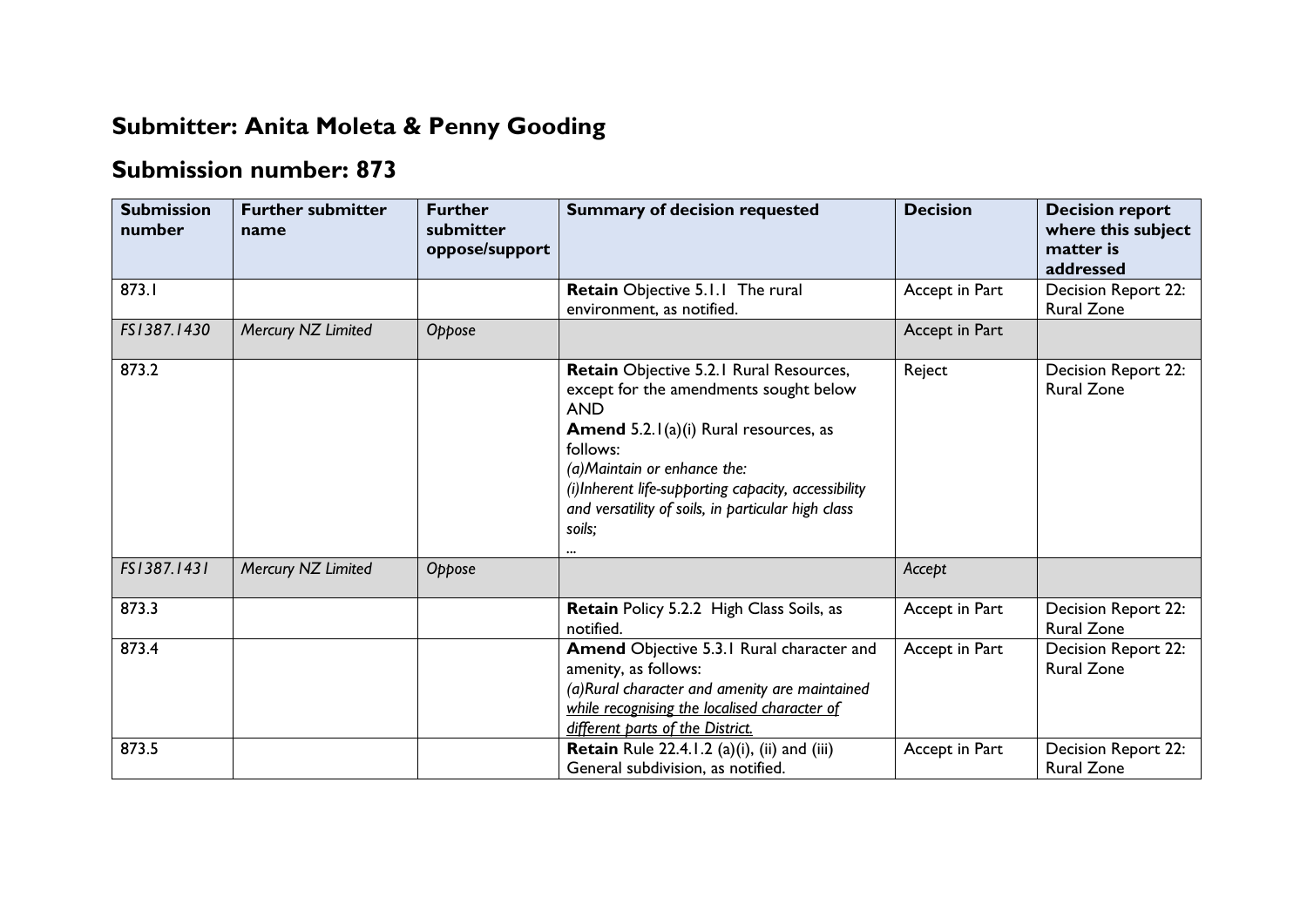# Submitter: Anita Moleta & Penny Gooding

## Submission number: 873

| Submission number | Further submitter name | Further submitter oppose/support | Summary of decision requested | Decision | Decision report where this subject matter is addressed |
|---|---|---|---|---|---|
| 873.1 | | | **Retain** Objective 5.1.1 The rural environment, as notified. | Accept in Part | Decision Report 22: Rural Zone |
| *FS1387.1430* | *Mercury NZ Limited* | *Oppose* | | Accept in Part | |
| 873.2 | | | **Retain** Objective 5.2.1 Rural Resources, except for the amendments sought below<br>AND<br>**Amend** 5.2.1(a)(i) Rural resources, as follows:<br>*(a)Maintain or enhance the:*<br>*(i)Inherent life-supporting capacity, accessibility and versatility of soils, in particular high class soils;*<br>*...* | Reject | Decision Report 22: Rural Zone |
| *FS1387.1431* | *Mercury NZ Limited* | *Oppose* | | *Accept* | |
| 873.3 | | | **Retain** Policy 5.2.2 High Class Soils, as notified. | Accept in Part | Decision Report 22: Rural Zone |
| 873.4 | | | **Amend** Objective 5.3.1 Rural character and amenity, as follows:<br>*(a)Rural character and amenity are maintained <u>while recognising the localised character of different parts of the District.</u>* | Accept in Part | Decision Report 22: Rural Zone |
| 873.5 | | | **Retain** Rule 22.4.1.2 (a)(i), (ii) and (iii) General subdivision, as notified. | Accept in Part | Decision Report 22: Rural Zone |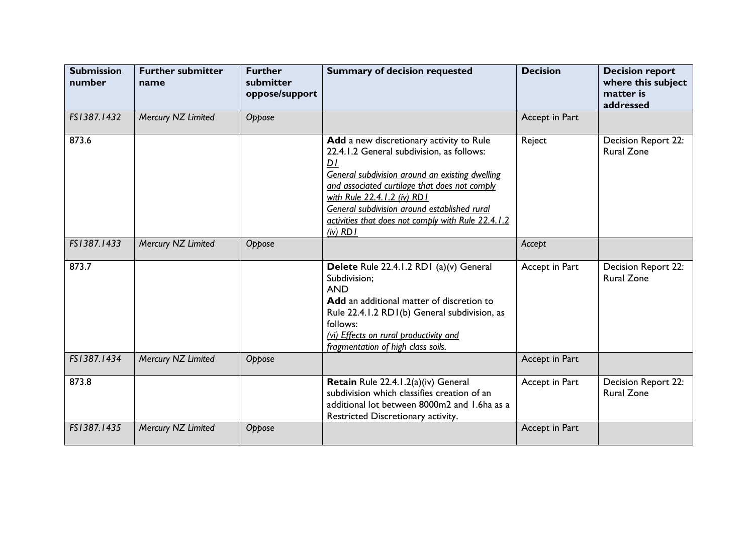| Submission number | Further submitter name | Further submitter oppose/support | Summary of decision requested | Decision | Decision report where this subject matter is addressed |
|---|---|---|---|---|---|
| *FS1387.1432* | *Mercury NZ Limited* | *Oppose* | | Accept in Part | |
| 873.6 | | | **Add** a new discretionary activity to Rule 22.4.1.2 General subdivision, as follows:<br>*D1*<br>*General subdivision around an existing dwelling and associated curtilage that does not comply with Rule 22.4.1.2 (iv) RD1*<br>*General subdivision around established rural activities that does not comply with Rule 22.4.1.2 (iv) RD1* | Reject | Decision Report 22: Rural Zone |
| *FS1387.1433* | *Mercury NZ Limited* | *Oppose* | | *Accept* | |
| 873.7 | | | **Delete** Rule 22.4.1.2 RD1 (a)(v) General Subdivision;<br>AND<br>**Add** an additional matter of discretion to Rule 22.4.1.2 RD1(b) General subdivision, as follows:<br>*(vi) Effects on rural productivity and fragmentation of high class soils.* | Accept in Part | Decision Report 22: Rural Zone |
| *FS1387.1434* | *Mercury NZ Limited* | *Oppose* | | Accept in Part | |
| 873.8 | | | **Retain** Rule 22.4.1.2(a)(iv) General subdivision which classifies creation of an additional lot between 8000m2 and 1.6ha as a Restricted Discretionary activity. | Accept in Part | Decision Report 22: Rural Zone |
| *FS1387.1435* | *Mercury NZ Limited* | *Oppose* | | Accept in Part | |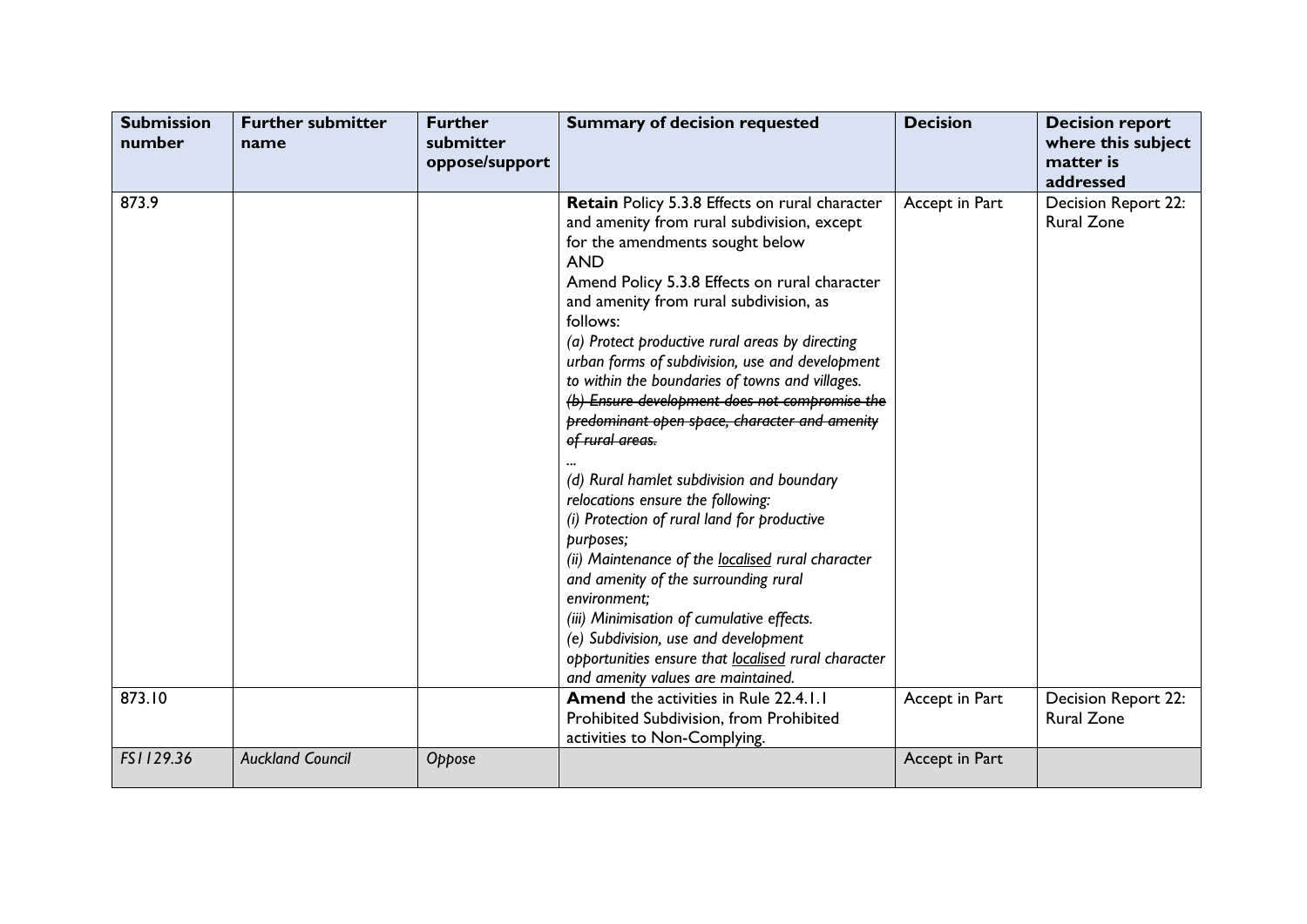| Submission number | Further submitter name | Further submitter oppose/support | Summary of decision requested | Decision | Decision report where this subject matter is addressed |
|---|---|---|---|---|---|
| 873.9 | | | **Retain** Policy 5.3.8 Effects on rural character and amenity from rural subdivision, except for the amendments sought below<br>AND<br>Amend Policy 5.3.8 Effects on rural character and amenity from rural subdivision, as follows:<br>*(a) Protect productive rural areas by directing urban forms of subdivision, use and development to within the boundaries of towns and villages.*<br>~~*(b) Ensure development does not compromise the predominant open space, character and amenity of rural areas.*~~<br>*...*<br>*(d) Rural hamlet subdivision and boundary relocations ensure the following:*<br>*(i) Protection of rural land for productive purposes;*<br>*(ii) Maintenance of the <u>localised</u> rural character and amenity of the surrounding rural environment;*<br>*(iii) Minimisation of cumulative effects.*<br>*(e) Subdivision, use and development opportunities ensure that <u>localised</u> rural character and amenity values are maintained.* | Accept in Part | Decision Report 22: Rural Zone |
| 873.10 | | | **Amend** the activities in Rule 22.4.1.1 Prohibited Subdivision, from Prohibited activities to Non-Complying. | Accept in Part | Decision Report 22: Rural Zone |
| *FS1129.36* | *Auckland Council* | *Oppose* | | Accept in Part | |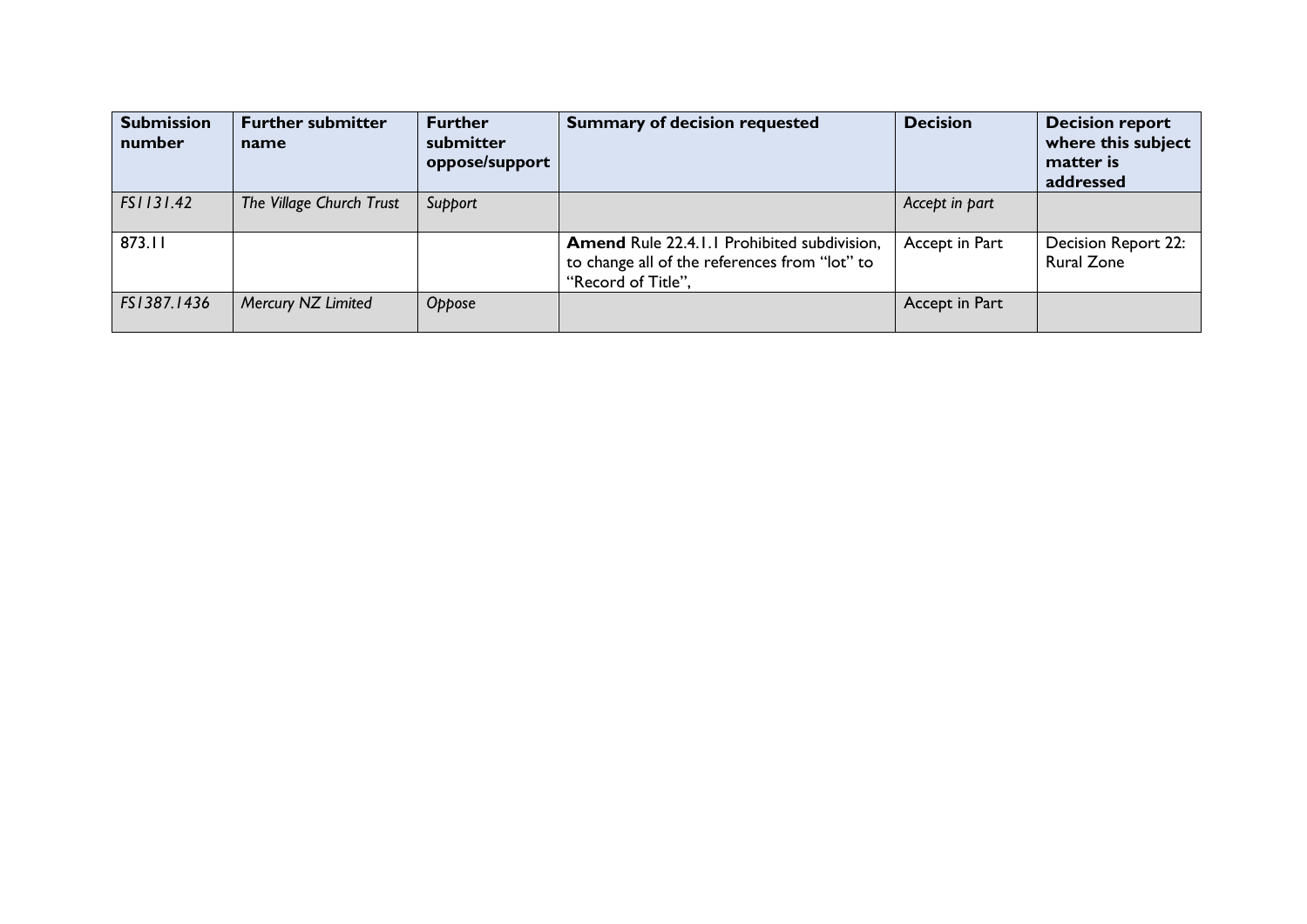| Submission number | Further submitter name | Further submitter oppose/support | Summary of decision requested | Decision | Decision report where this subject matter is addressed |
|---|---|---|---|---|---|
| *FS1131.42* | *The Village Church Trust* | *Support* | | *Accept in part* | |
| 873.11 | | | **Amend** Rule 22.4.1.1 Prohibited subdivision, to change all of the references from "lot" to "Record of Title", | Accept in Part | Decision Report 22: Rural Zone |
| *FS1387.1436* | *Mercury NZ Limited* | *Oppose* | | Accept in Part | |